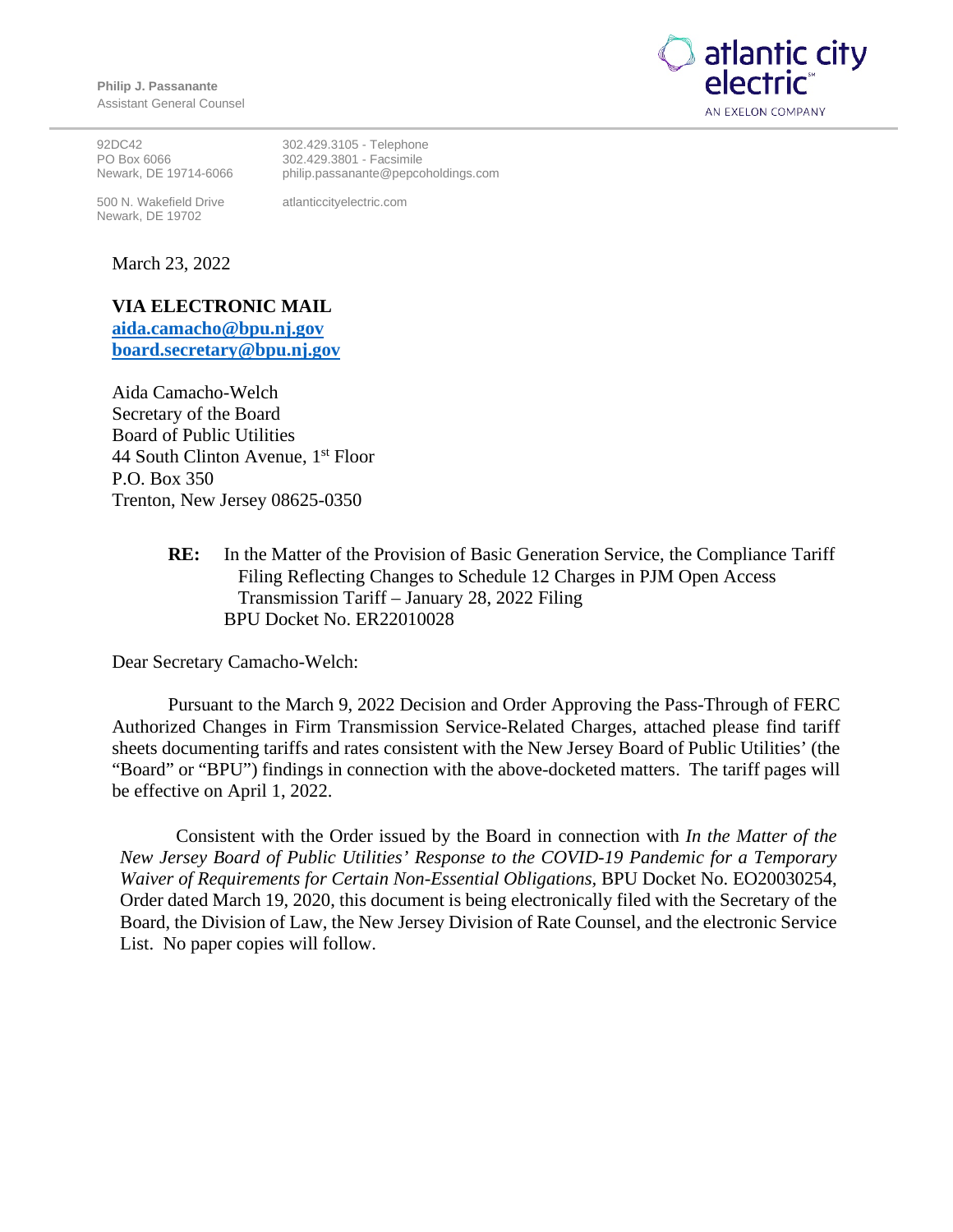**Philip J. Passanante**
Assistant General Counsel

atlantic city electric
AN EXELON COMPANY

92DC42
PO Box 6066
Newark, DE 19714-6066

302.429.3105 - Telephone
302.429.3801 - Facsimile
philip.passanante@pepcoholdings.com

500 N. Wakefield Drive
Newark, DE 19702

atlanticcityelectric.com

March 23, 2022

**VIA ELECTRONIC MAIL**
**aida.camacho@bpu.nj.gov**
**board.secretary@bpu.nj.gov**

Aida Camacho-Welch
Secretary of the Board
Board of Public Utilities
44 South Clinton Avenue, 1st Floor
P.O. Box 350
Trenton, New Jersey 08625-0350

> **RE:** In the Matter of the Provision of Basic Generation Service, the Compliance Tariff Filing Reflecting Changes to Schedule 12 Charges in PJM Open Access Transmission Tariff – January 28, 2022 Filing
> BPU Docket No. ER22010028

Dear Secretary Camacho-Welch:

Pursuant to the March 9, 2022 Decision and Order Approving the Pass-Through of FERC Authorized Changes in Firm Transmission Service-Related Charges, attached please find tariff sheets documenting tariffs and rates consistent with the New Jersey Board of Public Utilities' (the "Board" or "BPU") findings in connection with the above-docketed matters. The tariff pages will be effective on April 1, 2022.

Consistent with the Order issued by the Board in connection with *In the Matter of the New Jersey Board of Public Utilities' Response to the COVID-19 Pandemic for a Temporary Waiver of Requirements for Certain Non-Essential Obligations*, BPU Docket No. EO20030254, Order dated March 19, 2020, this document is being electronically filed with the Secretary of the Board, the Division of Law, the New Jersey Division of Rate Counsel, and the electronic Service List. No paper copies will follow.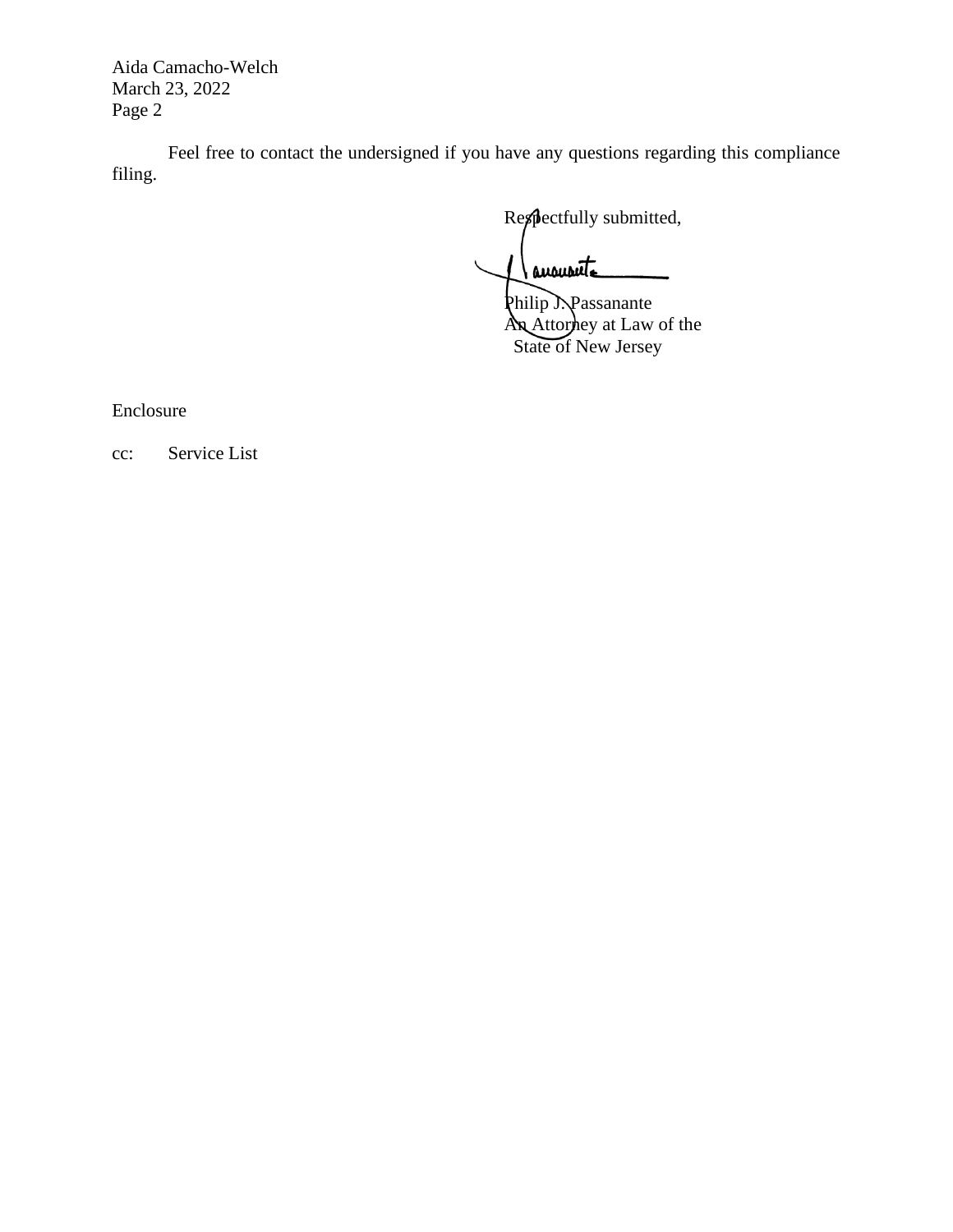Feel free to contact the undersigned if you have any questions regarding this compliance filing.

Respectfully submitted,

Philip J. Passanante  
An Attorney at Law of the  
State of New Jersey

Enclosure

cc: Service List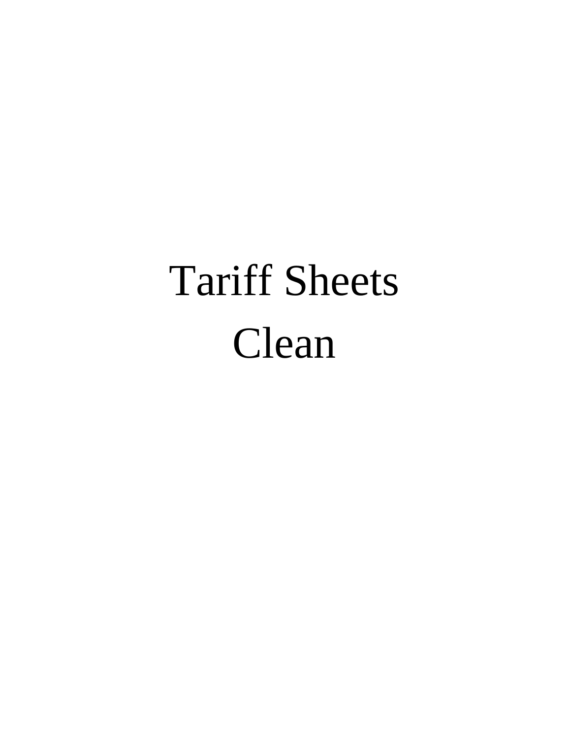# Tariff Sheets

# Clean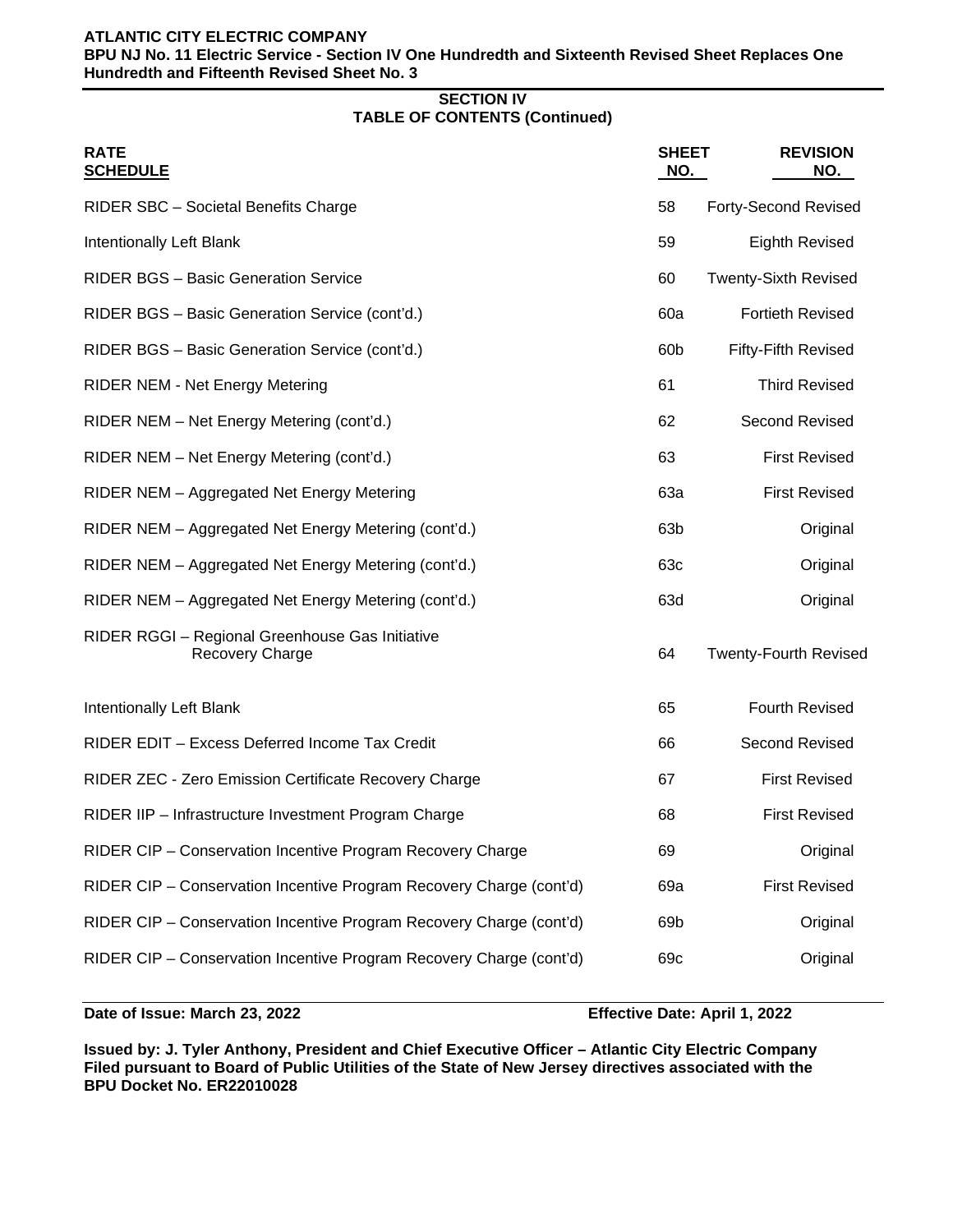**ATLANTIC CITY ELECTRIC COMPANY**
**BPU NJ No. 11 Electric Service - Section IV One Hundredth and Sixteenth Revised Sheet Replaces One Hundredth and Fifteenth Revised Sheet No. 3**

## SECTION IV
## TABLE OF CONTENTS (Continued)

| RATE SCHEDULE | SHEET NO. | REVISION NO. |
|---|---|---|
| RIDER SBC – Societal Benefits Charge | 58 | Forty-Second Revised |
| Intentionally Left Blank | 59 | Eighth Revised |
| RIDER BGS – Basic Generation Service | 60 | Twenty-Sixth Revised |
| RIDER BGS – Basic Generation Service (cont'd.) | 60a | Fortieth Revised |
| RIDER BGS – Basic Generation Service (cont'd.) | 60b | Fifty-Fifth Revised |
| RIDER NEM - Net Energy Metering | 61 | Third Revised |
| RIDER NEM – Net Energy Metering (cont'd.) | 62 | Second Revised |
| RIDER NEM – Net Energy Metering (cont'd.) | 63 | First Revised |
| RIDER NEM – Aggregated Net Energy Metering | 63a | First Revised |
| RIDER NEM – Aggregated Net Energy Metering (cont'd.) | 63b | Original |
| RIDER NEM – Aggregated Net Energy Metering (cont'd.) | 63c | Original |
| RIDER NEM – Aggregated Net Energy Metering (cont'd.) | 63d | Original |
| RIDER RGGI – Regional Greenhouse Gas Initiative Recovery Charge | 64 | Twenty-Fourth Revised |
| Intentionally Left Blank | 65 | Fourth Revised |
| RIDER EDIT – Excess Deferred Income Tax Credit | 66 | Second Revised |
| RIDER ZEC - Zero Emission Certificate Recovery Charge | 67 | First Revised |
| RIDER IIP – Infrastructure Investment Program Charge | 68 | First Revised |
| RIDER CIP – Conservation Incentive Program Recovery Charge | 69 | Original |
| RIDER CIP – Conservation Incentive Program Recovery Charge (cont'd) | 69a | First Revised |
| RIDER CIP – Conservation Incentive Program Recovery Charge (cont'd) | 69b | Original |
| RIDER CIP – Conservation Incentive Program Recovery Charge (cont'd) | 69c | Original |

**Date of Issue: March 23, 2022** **Effective Date: April 1, 2022**

**Issued by: J. Tyler Anthony, President and Chief Executive Officer – Atlantic City Electric Company**
**Filed pursuant to Board of Public Utilities of the State of New Jersey directives associated with the BPU Docket No. ER22010028**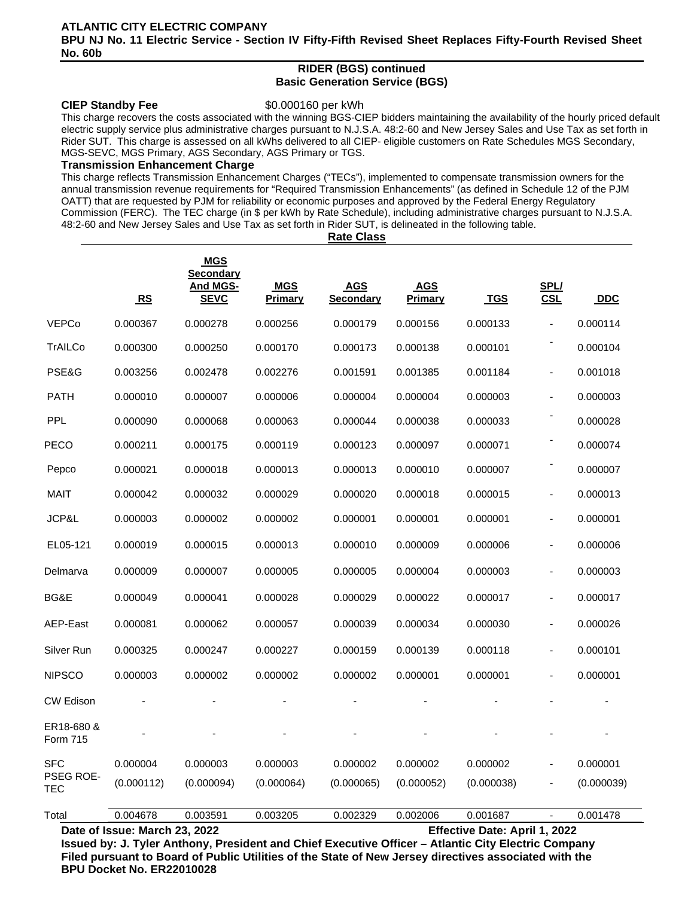**ATLANTIC CITY ELECTRIC COMPANY**
**BPU NJ No. 11 Electric Service - Section IV Fifty-Fifth Revised Sheet Replaces Fifty-Fourth Revised Sheet No. 60b**

## RIDER (BGS) continued
## Basic Generation Service (BGS)

**CIEP Standby Fee** $0.000160 per kWh

This charge recovers the costs associated with the winning BGS-CIEP bidders maintaining the availability of the hourly priced default electric supply service plus administrative charges pursuant to N.J.S.A. 48:2-60 and New Jersey Sales and Use Tax as set forth in Rider SUT. This charge is assessed on all kWhs delivered to all CIEP- eligible customers on Rate Schedules MGS Secondary, MGS-SEVC, MGS Primary, AGS Secondary, AGS Primary or TGS.

**Transmission Enhancement Charge**

This charge reflects Transmission Enhancement Charges ("TECs"), implemented to compensate transmission owners for the annual transmission revenue requirements for "Required Transmission Enhancements" (as defined in Schedule 12 of the PJM OATT) that are requested by PJM for reliability or economic purposes and approved by the Federal Energy Regulatory Commission (FERC). The TEC charge (in $ per kWh by Rate Schedule), including administrative charges pursuant to N.J.S.A. 48:2-60 and New Jersey Sales and Use Tax as set forth in Rider SUT, is delineated in the following table.

**Rate Class**

| | RS | MGS Secondary And MGS-SEVC | MGS Primary | AGS Secondary | AGS Primary | TGS | SPL/ CSL | DDC |
|---|---|---|---|---|---|---|---|---|
| VEPCo | 0.000367 | 0.000278 | 0.000256 | 0.000179 | 0.000156 | 0.000133 | - | 0.000114 |
| TrAILCo | 0.000300 | 0.000250 | 0.000170 | 0.000173 | 0.000138 | 0.000101 | - | 0.000104 |
| PSE&G | 0.003256 | 0.002478 | 0.002276 | 0.001591 | 0.001385 | 0.001184 | - | 0.001018 |
| PATH | 0.000010 | 0.000007 | 0.000006 | 0.000004 | 0.000004 | 0.000003 | - | 0.000003 |
| PPL | 0.000090 | 0.000068 | 0.000063 | 0.000044 | 0.000038 | 0.000033 | - | 0.000028 |
| PECO | 0.000211 | 0.000175 | 0.000119 | 0.000123 | 0.000097 | 0.000071 | - | 0.000074 |
| Pepco | 0.000021 | 0.000018 | 0.000013 | 0.000013 | 0.000010 | 0.000007 | - | 0.000007 |
| MAIT | 0.000042 | 0.000032 | 0.000029 | 0.000020 | 0.000018 | 0.000015 | - | 0.000013 |
| JCP&L | 0.000003 | 0.000002 | 0.000002 | 0.000001 | 0.000001 | 0.000001 | - | 0.000001 |
| EL05-121 | 0.000019 | 0.000015 | 0.000013 | 0.000010 | 0.000009 | 0.000006 | - | 0.000006 |
| Delmarva | 0.000009 | 0.000007 | 0.000005 | 0.000005 | 0.000004 | 0.000003 | - | 0.000003 |
| BG&E | 0.000049 | 0.000041 | 0.000028 | 0.000029 | 0.000022 | 0.000017 | - | 0.000017 |
| AEP-East | 0.000081 | 0.000062 | 0.000057 | 0.000039 | 0.000034 | 0.000030 | - | 0.000026 |
| Silver Run | 0.000325 | 0.000247 | 0.000227 | 0.000159 | 0.000139 | 0.000118 | - | 0.000101 |
| NIPSCO | 0.000003 | 0.000002 | 0.000002 | 0.000002 | 0.000001 | 0.000001 | - | 0.000001 |
| CW Edison | - | - | - | - | - | - | - | - |
| ER18-680 & Form 715 | - | - | - | - | - | - | - | - |
| SFC | 0.000004 | 0.000003 | 0.000003 | 0.000002 | 0.000002 | 0.000002 | - | 0.000001 |
| PSEG ROE-TEC | (0.000112) | (0.000094) | (0.000064) | (0.000065) | (0.000052) | (0.000038) | - | (0.000039) |
| Total | 0.004678 | 0.003591 | 0.003205 | 0.002329 | 0.002006 | 0.001687 | - | 0.001478 |

**Date of Issue: March 23, 2022** **Effective Date: April 1, 2022**

**Issued by: J. Tyler Anthony, President and Chief Executive Officer – Atlantic City Electric Company**
**Filed pursuant to Board of Public Utilities of the State of New Jersey directives associated with the BPU Docket No. ER22010028**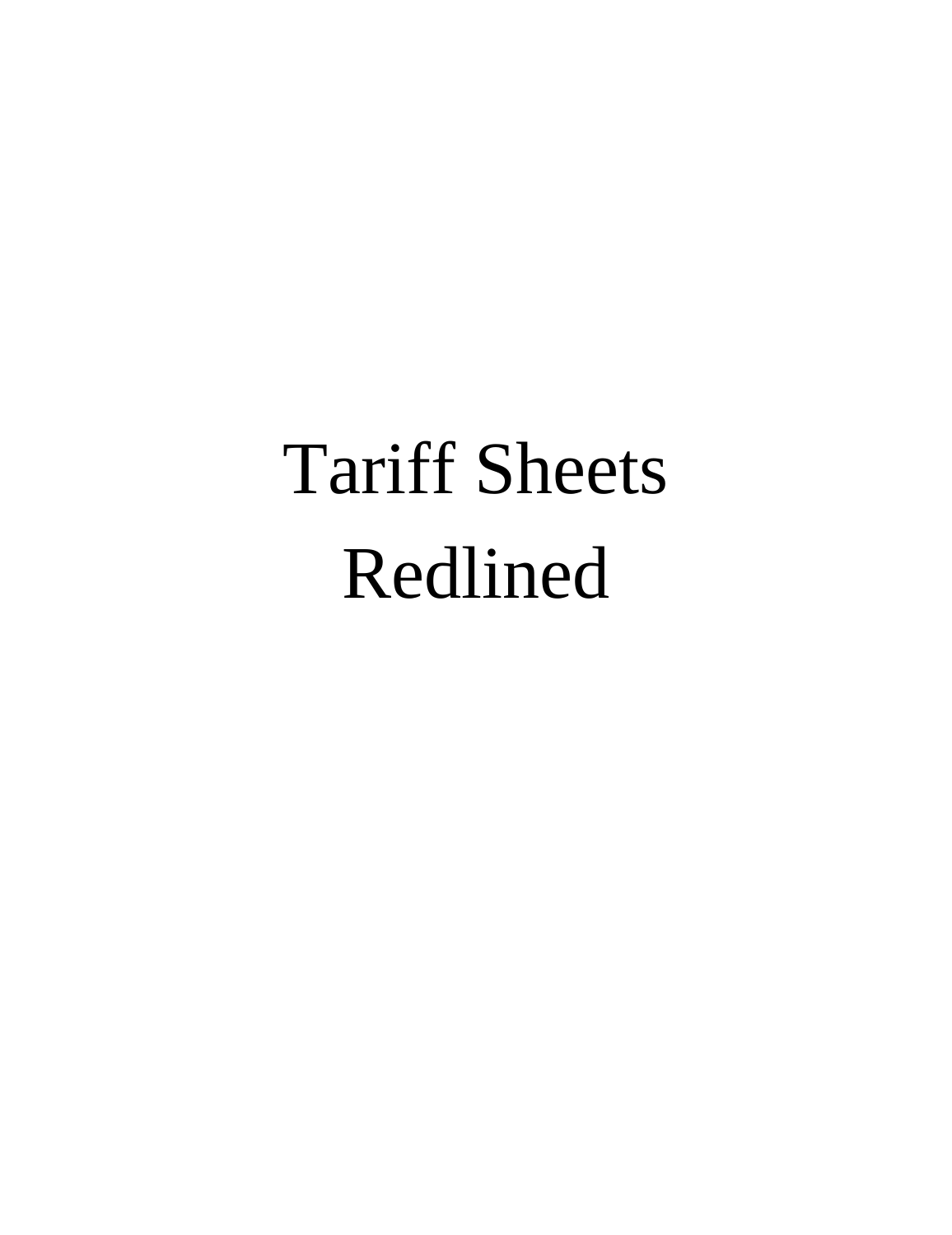# Tariff Sheets Redlined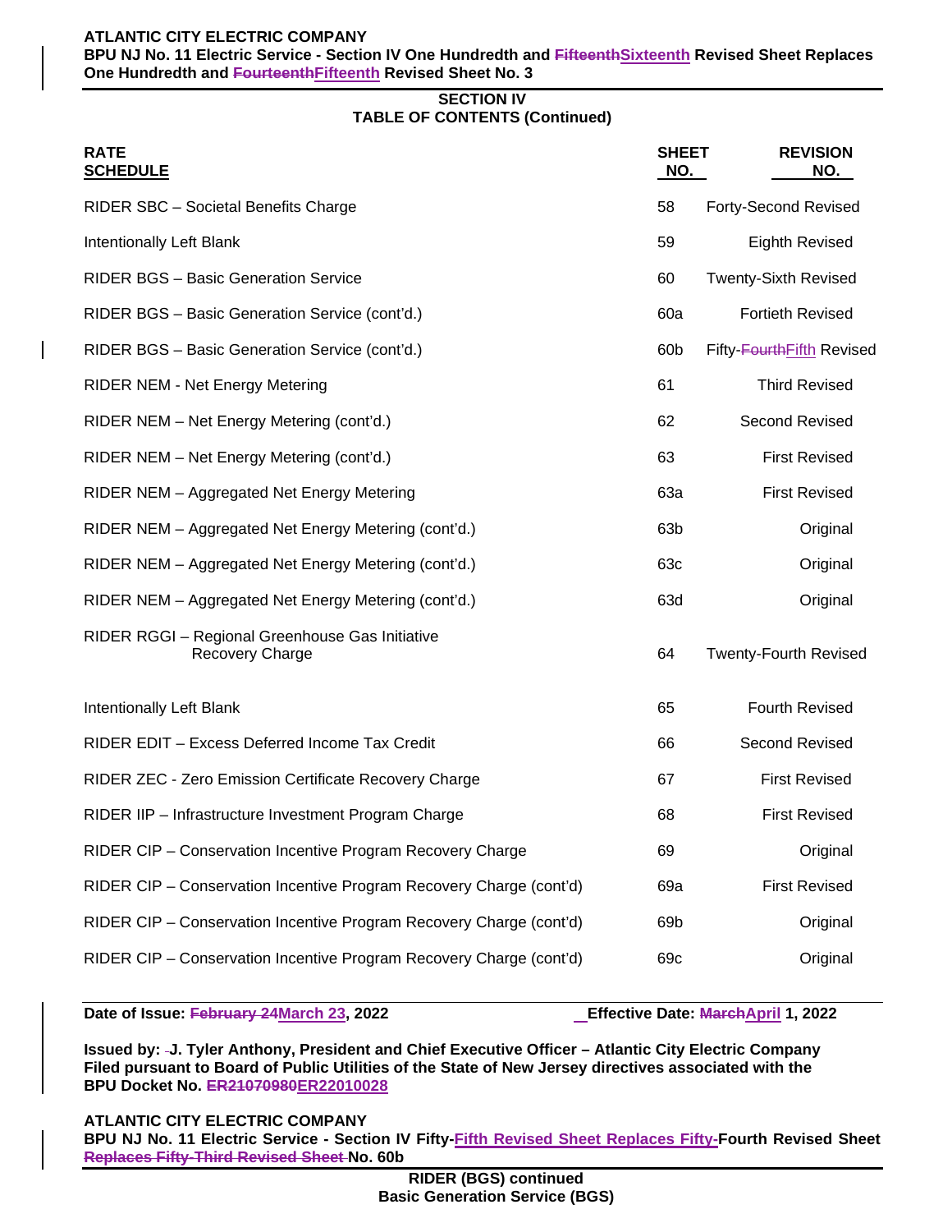**ATLANTIC CITY ELECTRIC COMPANY**
**BPU NJ No. 11 Electric Service - Section IV One Hundredth and ~~Fifteenth~~Sixteenth Revised Sheet Replaces One Hundredth and ~~Fourteenth~~Fifteenth Revised Sheet No. 3**

## SECTION IV
## TABLE OF CONTENTS (Continued)

| RATE SCHEDULE | SHEET NO. | REVISION NO. |
|---|---|---|
| RIDER SBC – Societal Benefits Charge | 58 | Forty-Second Revised |
| Intentionally Left Blank | 59 | Eighth Revised |
| RIDER BGS – Basic Generation Service | 60 | Twenty-Sixth Revised |
| RIDER BGS – Basic Generation Service (cont'd.) | 60a | Fortieth Revised |
| RIDER BGS – Basic Generation Service (cont'd.) | 60b | Fifty-~~Fourth~~Fifth Revised |
| RIDER NEM - Net Energy Metering | 61 | Third Revised |
| RIDER NEM – Net Energy Metering (cont'd.) | 62 | Second Revised |
| RIDER NEM – Net Energy Metering (cont'd.) | 63 | First Revised |
| RIDER NEM – Aggregated Net Energy Metering | 63a | First Revised |
| RIDER NEM – Aggregated Net Energy Metering (cont'd.) | 63b | Original |
| RIDER NEM – Aggregated Net Energy Metering (cont'd.) | 63c | Original |
| RIDER NEM – Aggregated Net Energy Metering (cont'd.) | 63d | Original |
| RIDER RGGI – Regional Greenhouse Gas Initiative Recovery Charge | 64 | Twenty-Fourth Revised |
| Intentionally Left Blank | 65 | Fourth Revised |
| RIDER EDIT – Excess Deferred Income Tax Credit | 66 | Second Revised |
| RIDER ZEC - Zero Emission Certificate Recovery Charge | 67 | First Revised |
| RIDER IIP – Infrastructure Investment Program Charge | 68 | First Revised |
| RIDER CIP – Conservation Incentive Program Recovery Charge | 69 | Original |
| RIDER CIP – Conservation Incentive Program Recovery Charge (cont'd) | 69a | First Revised |
| RIDER CIP – Conservation Incentive Program Recovery Charge (cont'd) | 69b | Original |
| RIDER CIP – Conservation Incentive Program Recovery Charge (cont'd) | 69c | Original |

**Date of Issue: ~~February 24~~March 23, 2022** **Effective Date: ~~March~~April 1, 2022**

**Issued by: J. Tyler Anthony, President and Chief Executive Officer – Atlantic City Electric Company**
**Filed pursuant to Board of Public Utilities of the State of New Jersey directives associated with the BPU Docket No. ~~ER21070980~~ER22010028**

**ATLANTIC CITY ELECTRIC COMPANY**
**BPU NJ No. 11 Electric Service - Section IV Fifty-Fifth Revised Sheet Replaces Fifty-Fourth Revised Sheet ~~Replaces Fifty-Third Revised Sheet~~ No. 60b**

**RIDER (BGS) continued**
**Basic Generation Service (BGS)**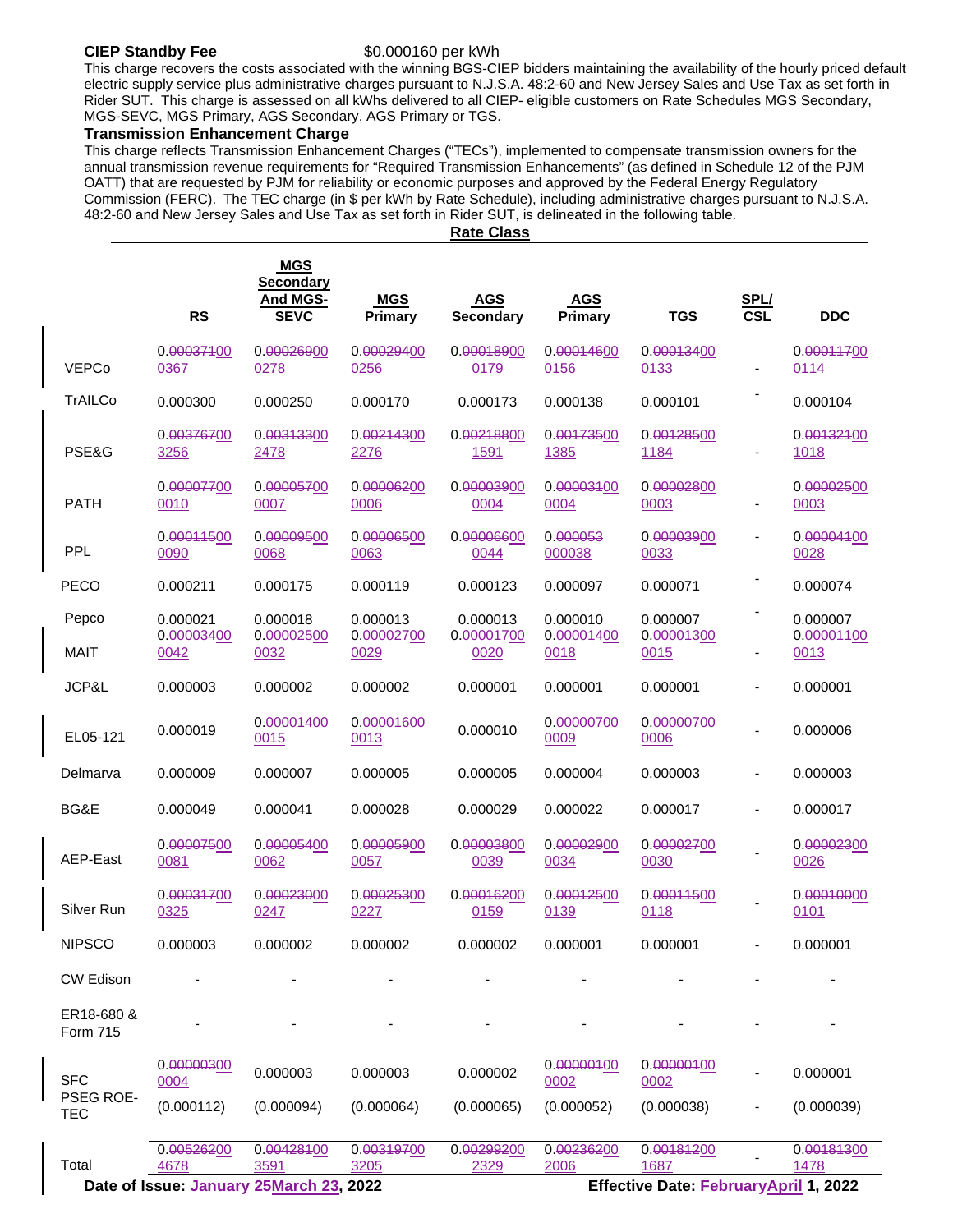**CIEP Standby Fee** $0.000160 per kWh

This charge recovers the costs associated with the winning BGS-CIEP bidders maintaining the availability of the hourly priced default electric supply service plus administrative charges pursuant to N.J.S.A. 48:2-60 and New Jersey Sales and Use Tax as set forth in Rider SUT. This charge is assessed on all kWhs delivered to all CIEP- eligible customers on Rate Schedules MGS Secondary, MGS-SEVC, MGS Primary, AGS Secondary, AGS Primary or TGS.

### Transmission Enhancement Charge

This charge reflects Transmission Enhancement Charges ("TECs"), implemented to compensate transmission owners for the annual transmission revenue requirements for "Required Transmission Enhancements" (as defined in Schedule 12 of the PJM OATT) that are requested by PJM for reliability or economic purposes and approved by the Federal Energy Regulatory Commission (FERC). The TEC charge (in $ per kWh by Rate Schedule), including administrative charges pursuant to N.J.S.A. 48:2-60 and New Jersey Sales and Use Tax as set forth in Rider SUT, is delineated in the following table.

**Rate Class**

| | **RS** | **MGS Secondary And MGS-SEVC** | **MGS Primary** | **AGS Secondary** | **AGS Primary** | **TGS** | **SPL/ CSL** | **DDC** |
|---|---|---|---|---|---|---|---|---|
| VEPCo | 0.~~00037100~~ 0367 | 0.~~00026900~~ 0278 | 0.~~00029400~~ 0256 | 0.~~00018900~~ 0179 | 0.~~00014600~~ 0156 | 0.~~00013400~~ 0133 | - | 0.~~00011700~~ 0114 |
| TrAILCo | 0.000300 | 0.000250 | 0.000170 | 0.000173 | 0.000138 | 0.000101 | - | 0.000104 |
| PSE&G | 0.~~00376700~~ 3256 | 0.~~00313300~~ 2478 | 0.~~00214300~~ 2276 | 0.~~00218800~~ 1591 | 0.~~00173500~~ 1385 | 0.~~00128500~~ 1184 | - | 0.~~00132100~~ 1018 |
| PATH | 0.~~00007700~~ 0010 | 0.~~00005700~~ 0007 | 0.~~00006200~~ 0006 | 0.~~00003900~~ 0004 | 0.~~00003100~~ 0004 | 0.~~00002800~~ 0003 | - | 0.~~00002500~~ 0003 |
| PPL | 0.~~00011500~~ 0090 | 0.~~00009500~~ 0068 | 0.~~00006500~~ 0063 | 0.~~00006600~~ 0044 | 0.~~000053~~ 000038 | 0.~~00003900~~ 0033 | - | 0.~~00004100~~ 0028 |
| PECO | 0.000211 | 0.000175 | 0.000119 | 0.000123 | 0.000097 | 0.000071 | - | 0.000074 |
| Pepco | 0.000021 | 0.000018 | 0.000013 | 0.000013 | 0.000010 | 0.000007 | - | 0.000007 |
| MAIT | 0.~~00003400~~ 0042 | 0.~~00002500~~ 0032 | 0.~~00002700~~ 0029 | 0.~~00001700~~ 0020 | 0.~~00001400~~ 0018 | 0.~~00001300~~ 0015 | - | 0.~~00001100~~ 0013 |
| JCP&L | 0.000003 | 0.000002 | 0.000002 | 0.000001 | 0.000001 | 0.000001 | - | 0.000001 |
| EL05-121 | 0.000019 | 0.~~00001400~~ 0015 | 0.~~00001600~~ 0013 | 0.000010 | 0.~~00000700~~ 0009 | 0.~~00000700~~ 0006 | - | 0.000006 |
| Delmarva | 0.000009 | 0.000007 | 0.000005 | 0.000005 | 0.000004 | 0.000003 | - | 0.000003 |
| BG&E | 0.000049 | 0.000041 | 0.000028 | 0.000029 | 0.000022 | 0.000017 | - | 0.000017 |
| AEP-East | 0.~~00007500~~ 0081 | 0.~~00005400~~ 0062 | 0.~~00005900~~ 0057 | 0.~~00003800~~ 0039 | 0.~~00002900~~ 0034 | 0.~~00002700~~ 0030 | - | 0.~~00002300~~ 0026 |
| Silver Run | 0.~~00031700~~ 0325 | 0.~~00023000~~ 0247 | 0.~~00025300~~ 0227 | 0.~~00016200~~ 0159 | 0.~~00012500~~ 0139 | 0.~~00011500~~ 0118 | - | 0.~~00010000~~ 0101 |
| NIPSCO | 0.000003 | 0.000002 | 0.000002 | 0.000002 | 0.000001 | 0.000001 | - | 0.000001 |
| CW Edison | - | - | - | - | - | - | - | - |
| ER18-680 & Form 715 | - | - | - | - | - | - | - | - |
| SFC | 0.~~00000300~~ 0004 | 0.000003 | 0.000003 | 0.000002 | 0.~~00000100~~ 0002 | 0.~~00000100~~ 0002 | - | 0.000001 |
| PSEG ROE-TEC | (0.000112) | (0.000094) | (0.000064) | (0.000065) | (0.000052) | (0.000038) | - | (0.000039) |
| Total | 0.~~00526200~~ 4678 | 0.~~00428100~~ 3591 | 0.~~00319700~~ 3205 | 0.~~00299200~~ 2329 | 0.~~00236200~~ 2006 | 0.~~00181200~~ 1687 | - | 0.~~00181300~~ 1478 |

**Date of Issue: ~~January 25~~March 23, 2022** **Effective Date: ~~February~~April 1, 2022**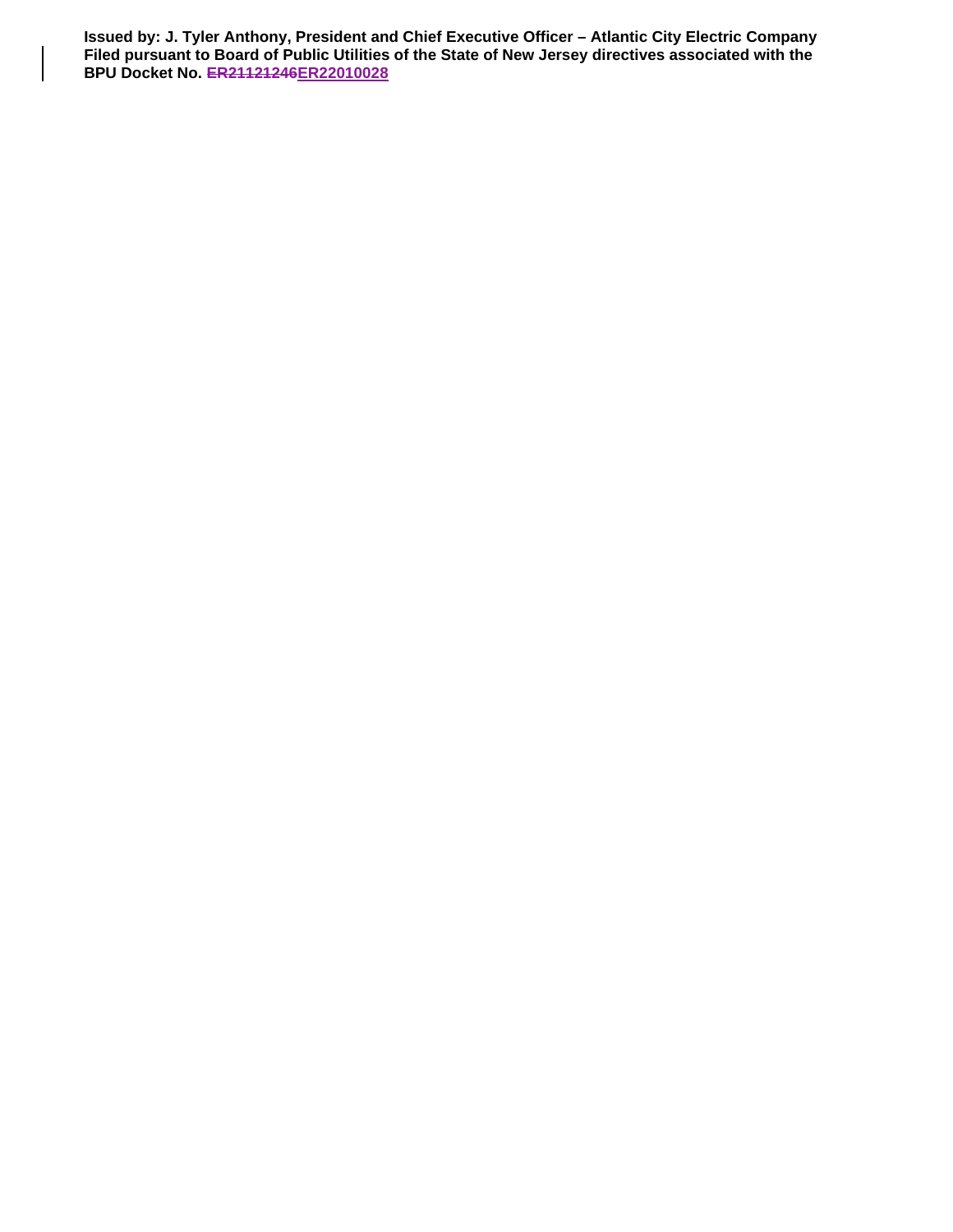**Issued by: J. Tyler Anthony, President and Chief Executive Officer – Atlantic City Electric Company**
**Filed pursuant to Board of Public Utilities of the State of New Jersey directives associated with the BPU Docket No. ~~ER21121246~~ER22010028**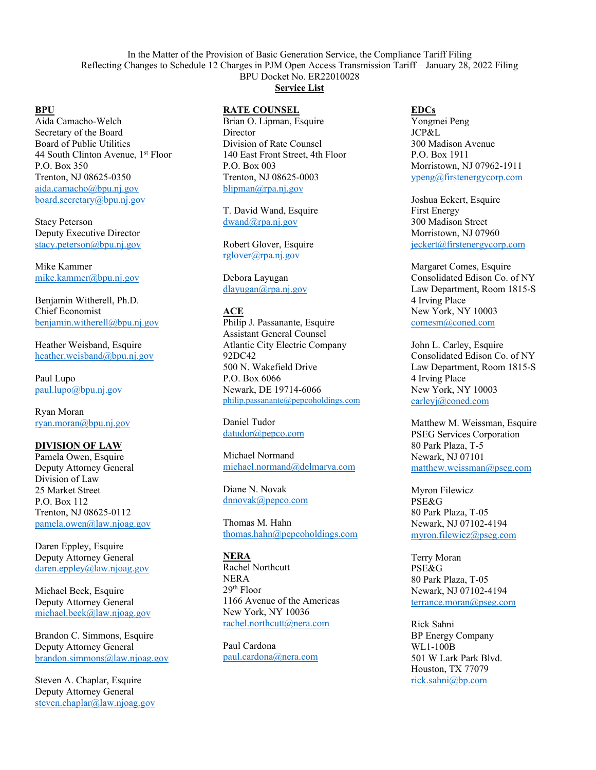In the Matter of the Provision of Basic Generation Service, the Compliance Tariff Filing
Reflecting Changes to Schedule 12 Charges in PJM Open Access Transmission Tariff – January 28, 2022 Filing
BPU Docket No. ER22010028

**Service List**

**BPU**

Aida Camacho-Welch
Secretary of the Board
Board of Public Utilities
44 South Clinton Avenue, 1st Floor
P.O. Box 350
Trenton, NJ 08625-0350
aida.camacho@bpu.nj.gov
board.secretary@bpu.nj.gov

Stacy Peterson
Deputy Executive Director
stacy.peterson@bpu.nj.gov

Mike Kammer
mike.kammer@bpu.nj.gov

Benjamin Witherell, Ph.D.
Chief Economist
benjamin.witherell@bpu.nj.gov

Heather Weisband, Esquire
heather.weisband@bpu.nj.gov

Paul Lupo
paul.lupo@bpu.nj.gov

Ryan Moran
ryan.moran@bpu.nj.gov

**DIVISION OF LAW**

Pamela Owen, Esquire
Deputy Attorney General
Division of Law
25 Market Street
P.O. Box 112
Trenton, NJ 08625-0112
pamela.owen@law.njoag.gov

Daren Eppley, Esquire
Deputy Attorney General
daren.eppley@law.njoag.gov

Michael Beck, Esquire
Deputy Attorney General
michael.beck@law.njoag.gov

Brandon C. Simmons, Esquire
Deputy Attorney General
brandon.simmons@law.njoag.gov

Steven A. Chaplar, Esquire
Deputy Attorney General
steven.chaplar@law.njoag.gov

**RATE COUNSEL**

Brian O. Lipman, Esquire
Director
Division of Rate Counsel
140 East Front Street, 4th Floor
P.O. Box 003
Trenton, NJ 08625-0003
blipman@rpa.nj.gov

T. David Wand, Esquire
dwand@rpa.nj.gov

Robert Glover, Esquire
rglover@rpa.nj.gov

Debora Layugan
dlayugan@rpa.nj.gov

**ACE**

Philip J. Passanante, Esquire
Assistant General Counsel
Atlantic City Electric Company
92DC42
500 N. Wakefield Drive
P.O. Box 6066
Newark, DE 19714-6066
philip.passanante@pepcoholdings.com

Daniel Tudor
datudor@pepco.com

Michael Normand
michael.normand@delmarva.com

Diane N. Novak
dnnovak@pepco.com

Thomas M. Hahn
thomas.hahn@pepcoholdings.com

**NERA**

Rachel Northcutt
NERA
29th Floor
1166 Avenue of the Americas
New York, NY 10036
rachel.northcutt@nera.com

Paul Cardona
paul.cardona@nera.com

**EDCs**

Yongmei Peng
JCP&L
300 Madison Avenue
P.O. Box 1911
Morristown, NJ 07962-1911
ypeng@firstenergycorp.com

Joshua Eckert, Esquire
First Energy
300 Madison Street
Morristown, NJ 07960
jeckert@firstenergycorp.com

Margaret Comes, Esquire
Consolidated Edison Co. of NY
Law Department, Room 1815-S
4 Irving Place
New York, NY 10003
comesm@coned.com

John L. Carley, Esquire
Consolidated Edison Co. of NY
Law Department, Room 1815-S
4 Irving Place
New York, NY 10003
carleyj@coned.com

Matthew M. Weissman, Esquire
PSEG Services Corporation
80 Park Plaza, T-5
Newark, NJ 07101
matthew.weissman@pseg.com

Myron Filewicz
PSE&G
80 Park Plaza, T-05
Newark, NJ 07102-4194
myron.filewicz@pseg.com

Terry Moran
PSE&G
80 Park Plaza, T-05
Newark, NJ 07102-4194
terrance.moran@pseg.com

Rick Sahni
BP Energy Company
WL1-100B
501 W Lark Park Blvd.
Houston, TX 77079
rick.sahni@bp.com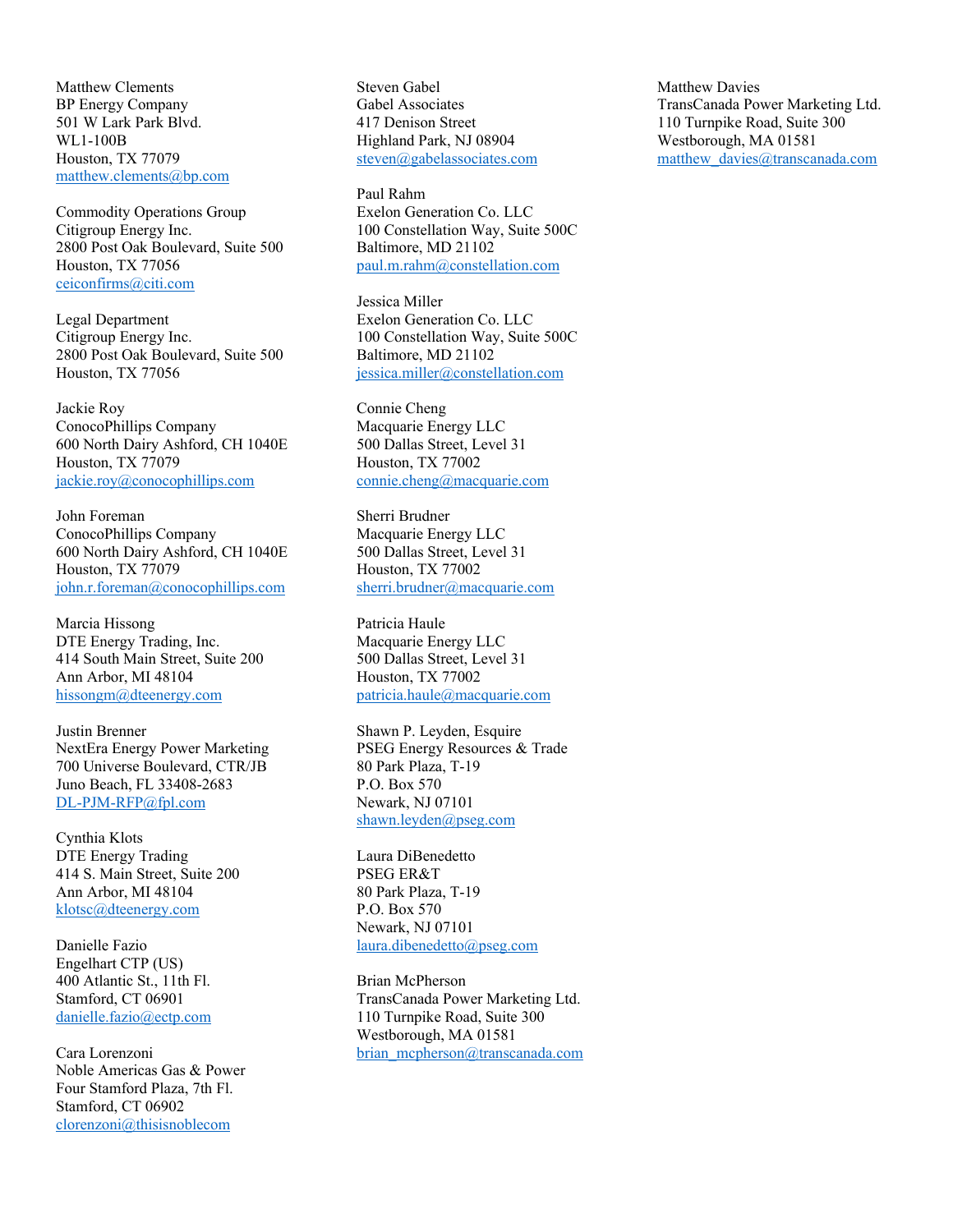Matthew Clements
BP Energy Company
501 W Lark Park Blvd.
WL1-100B
Houston, TX 77079
matthew.clements@bp.com

Commodity Operations Group
Citigroup Energy Inc.
2800 Post Oak Boulevard, Suite 500
Houston, TX 77056
ceiconfirms@citi.com

Legal Department
Citigroup Energy Inc.
2800 Post Oak Boulevard, Suite 500
Houston, TX 77056

Jackie Roy
ConocoPhillips Company
600 North Dairy Ashford, CH 1040E
Houston, TX 77079
jackie.roy@conocophillips.com

John Foreman
ConocoPhillips Company
600 North Dairy Ashford, CH 1040E
Houston, TX 77079
john.r.foreman@conocophillips.com

Marcia Hissong
DTE Energy Trading, Inc.
414 South Main Street, Suite 200
Ann Arbor, MI 48104
hissongm@dteenergy.com

Justin Brenner
NextEra Energy Power Marketing
700 Universe Boulevard, CTR/JB
Juno Beach, FL 33408-2683
DL-PJM-RFP@fpl.com

Cynthia Klots
DTE Energy Trading
414 S. Main Street, Suite 200
Ann Arbor, MI 48104
klotsc@dteenergy.com

Danielle Fazio
Engelhart CTP (US)
400 Atlantic St., 11th Fl.
Stamford, CT 06901
danielle.fazio@ectp.com

Cara Lorenzoni
Noble Americas Gas & Power
Four Stamford Plaza, 7th Fl.
Stamford, CT 06902
clorenzoni@thisisnoblecom

Steven Gabel
Gabel Associates
417 Denison Street
Highland Park, NJ 08904
steven@gabelassociates.com

Paul Rahm
Exelon Generation Co. LLC
100 Constellation Way, Suite 500C
Baltimore, MD 21102
paul.m.rahm@constellation.com

Jessica Miller
Exelon Generation Co. LLC
100 Constellation Way, Suite 500C
Baltimore, MD 21102
jessica.miller@constellation.com

Connie Cheng
Macquarie Energy LLC
500 Dallas Street, Level 31
Houston, TX 77002
connie.cheng@macquarie.com

Sherri Brudner
Macquarie Energy LLC
500 Dallas Street, Level 31
Houston, TX 77002
sherri.brudner@macquarie.com

Patricia Haule
Macquarie Energy LLC
500 Dallas Street, Level 31
Houston, TX 77002
patricia.haule@macquarie.com

Shawn P. Leyden, Esquire
PSEG Energy Resources & Trade
80 Park Plaza, T-19
P.O. Box 570
Newark, NJ 07101
shawn.leyden@pseg.com

Laura DiBenedetto
PSEG ER&T
80 Park Plaza, T-19
P.O. Box 570
Newark, NJ 07101
laura.dibenedetto@pseg.com

Brian McPherson
TransCanada Power Marketing Ltd.
110 Turnpike Road, Suite 300
Westborough, MA 01581
brian_mcpherson@transcanada.com

Matthew Davies
TransCanada Power Marketing Ltd.
110 Turnpike Road, Suite 300
Westborough, MA 01581
matthew_davies@transcanada.com